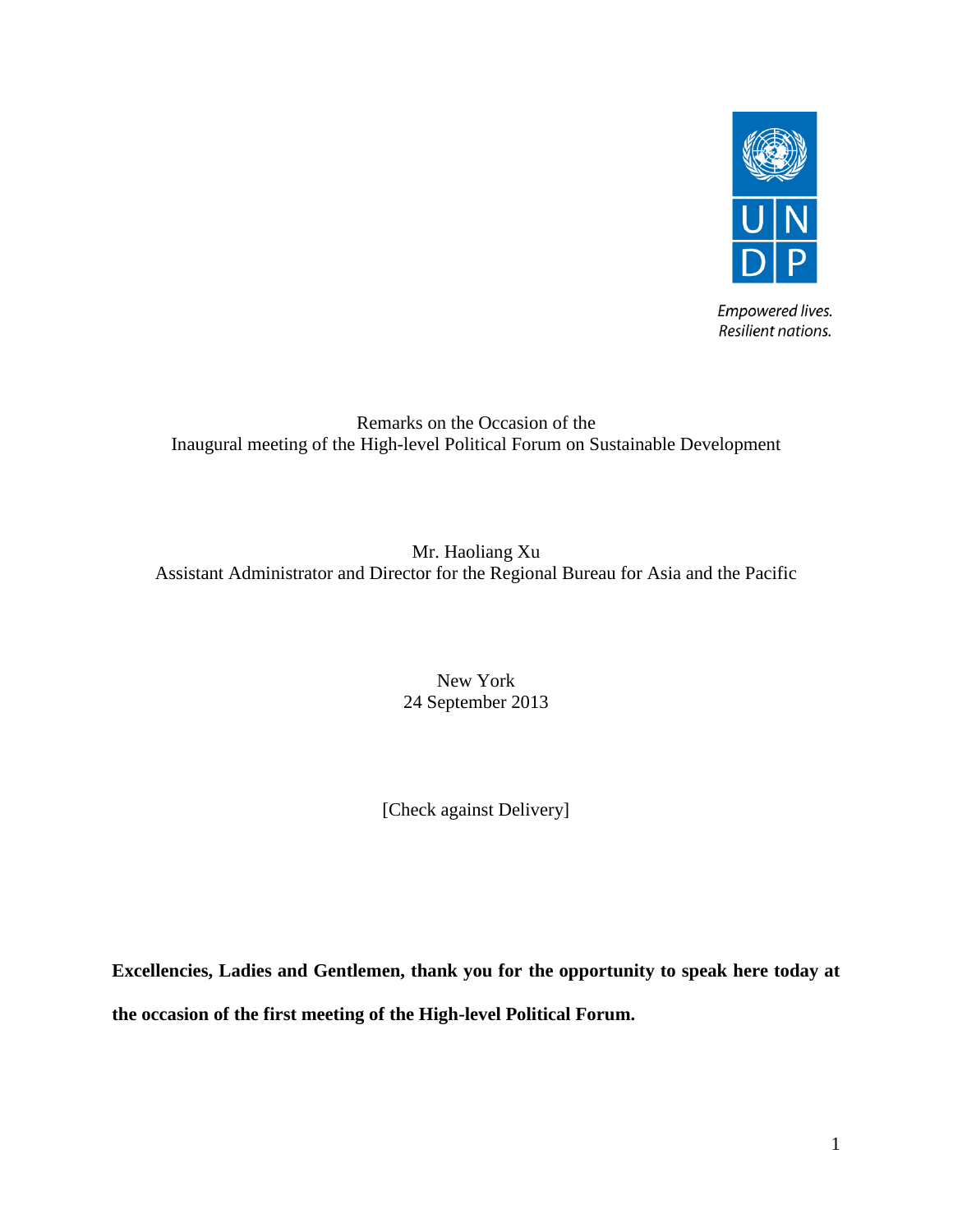*Empowered lives.*
*Resilient nations.*

Remarks on the Occasion of the
Inaugural meeting of the High-level Political Forum on Sustainable Development

Mr. Haoliang Xu
Assistant Administrator and Director for the Regional Bureau for Asia and the Pacific

New York
24 September 2013

[Check against Delivery]

**Excellencies, Ladies and Gentlemen, thank you for the opportunity to speak here today at the occasion of the first meeting of the High-level Political Forum.**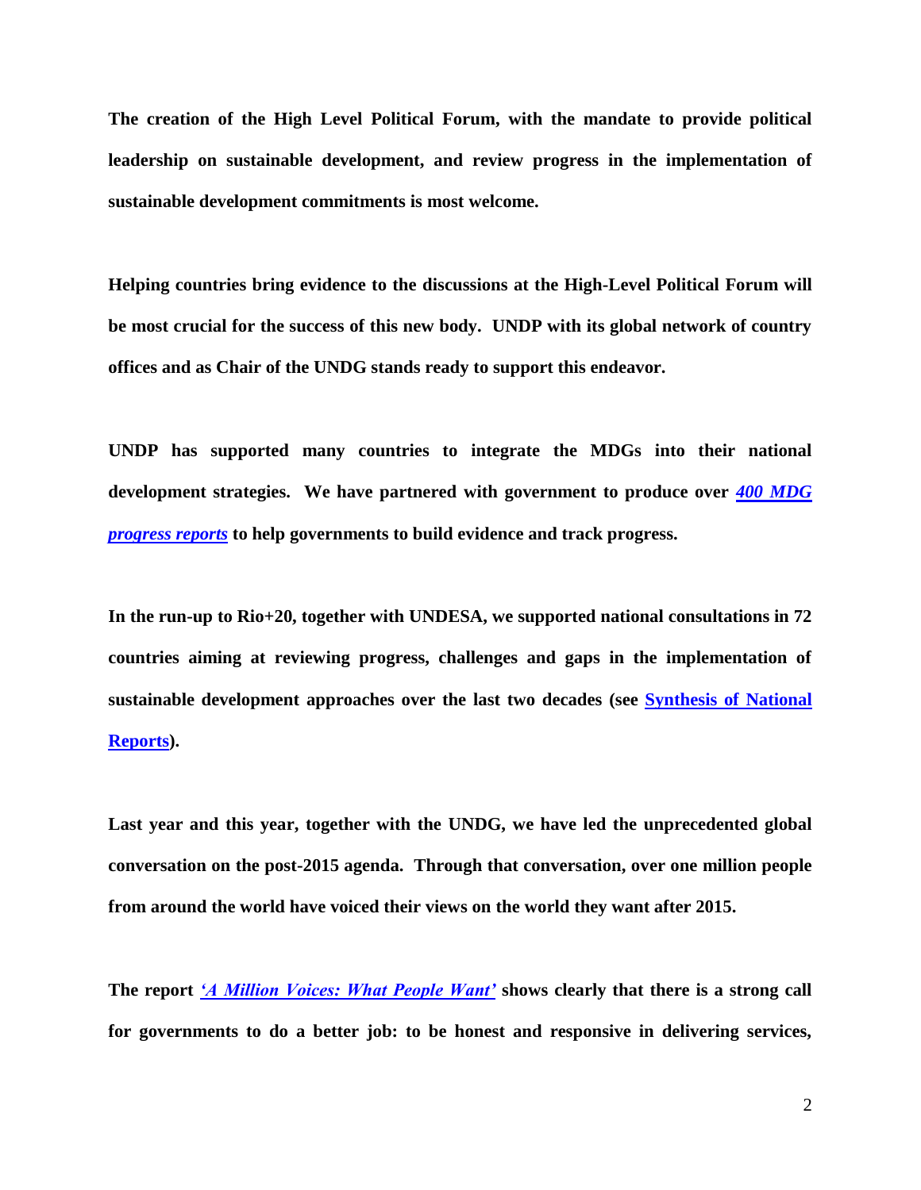**The creation of the High Level Political Forum, with the mandate to provide political leadership on sustainable development, and review progress in the implementation of sustainable development commitments is most welcome.**

**Helping countries bring evidence to the discussions at the High-Level Political Forum will be most crucial for the success of this new body. UNDP with its global network of country offices and as Chair of the UNDG stands ready to support this endeavor.**

**UNDP has supported many countries to integrate the MDGs into their national development strategies. We have partnered with government to produce over *400 MDG progress reports* to help governments to build evidence and track progress.**

**In the run-up to Rio+20, together with UNDESA, we supported national consultations in 72 countries aiming at reviewing progress, challenges and gaps in the implementation of sustainable development approaches over the last two decades (see Synthesis of National Reports).**

**Last year and this year, together with the UNDG, we have led the unprecedented global conversation on the post-2015 agenda. Through that conversation, over one million people from around the world have voiced their views on the world they want after 2015.**

**The report *'A Million Voices: What People Want'* shows clearly that there is a strong call for governments to do a better job: to be honest and responsive in delivering services,**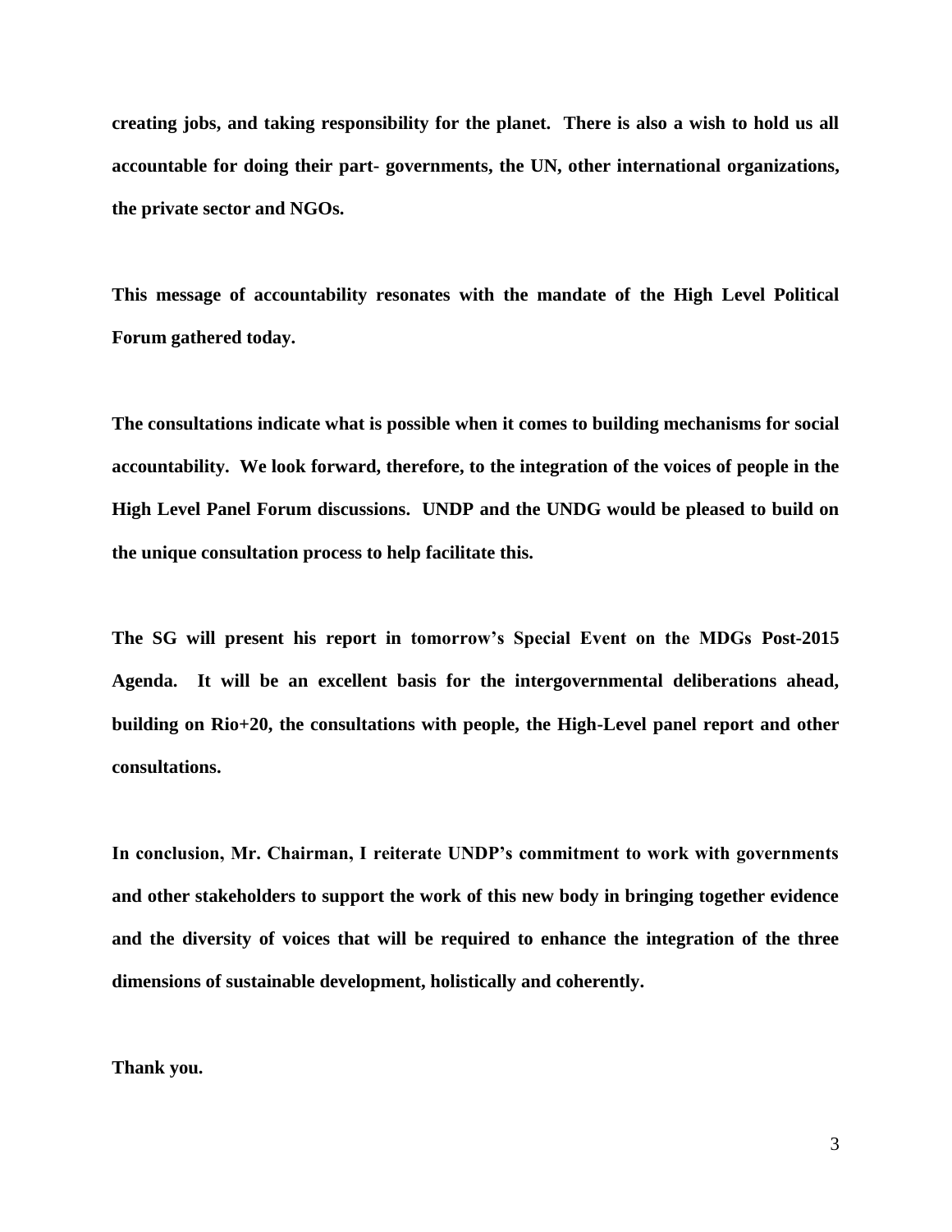**creating jobs, and taking responsibility for the planet. There is also a wish to hold us all accountable for doing their part- governments, the UN, other international organizations, the private sector and NGOs.**

**This message of accountability resonates with the mandate of the High Level Political Forum gathered today.**

**The consultations indicate what is possible when it comes to building mechanisms for social accountability. We look forward, therefore, to the integration of the voices of people in the High Level Panel Forum discussions. UNDP and the UNDG would be pleased to build on the unique consultation process to help facilitate this.**

**The SG will present his report in tomorrow's Special Event on the MDGs Post-2015 Agenda. It will be an excellent basis for the intergovernmental deliberations ahead, building on Rio+20, the consultations with people, the High-Level panel report and other consultations.**

**In conclusion, Mr. Chairman, I reiterate UNDP's commitment to work with governments and other stakeholders to support the work of this new body in bringing together evidence and the diversity of voices that will be required to enhance the integration of the three dimensions of sustainable development, holistically and coherently.**

**Thank you.**